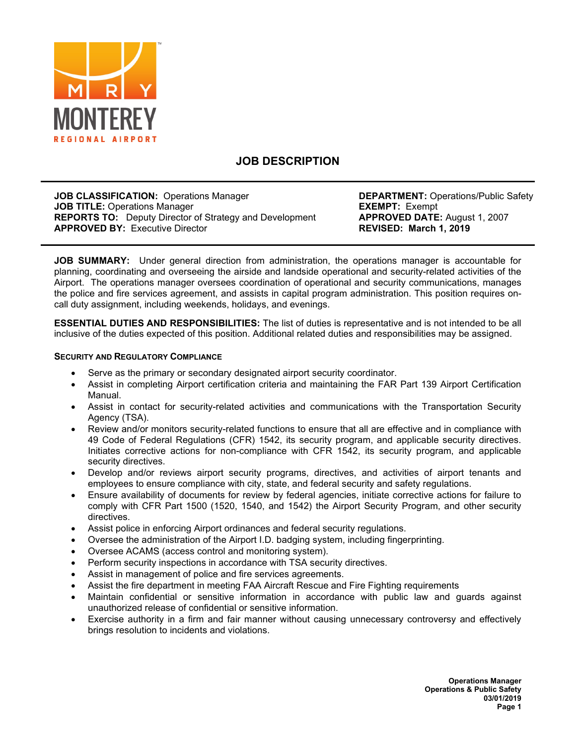MONTEREY
REGIONAL AIRPORT

# JOB DESCRIPTION

**JOB CLASSIFICATION:** Operations Manager
**JOB TITLE:** Operations Manager
**REPORTS TO:** Deputy Director of Strategy and Development
**APPROVED BY:** Executive Director

**DEPARTMENT:** Operations/Public Safety
**EXEMPT:** Exempt
**APPROVED DATE:** August 1, 2007
**REVISED: March 1, 2019**

**JOB SUMMARY:** Under general direction from administration, the operations manager is accountable for planning, coordinating and overseeing the airside and landside operational and security-related activities of the Airport. The operations manager oversees coordination of operational and security communications, manages the police and fire services agreement, and assists in capital program administration. This position requires on-call duty assignment, including weekends, holidays, and evenings.

**ESSENTIAL DUTIES AND RESPONSIBILITIES:** The list of duties is representative and is not intended to be all inclusive of the duties expected of this position. Additional related duties and responsibilities may be assigned.

### SECURITY AND REGULATORY COMPLIANCE

- Serve as the primary or secondary designated airport security coordinator.
- Assist in completing Airport certification criteria and maintaining the FAR Part 139 Airport Certification Manual.
- Assist in contact for security-related activities and communications with the Transportation Security Agency (TSA).
- Review and/or monitors security-related functions to ensure that all are effective and in compliance with 49 Code of Federal Regulations (CFR) 1542, its security program, and applicable security directives. Initiates corrective actions for non-compliance with CFR 1542, its security program, and applicable security directives.
- Develop and/or reviews airport security programs, directives, and activities of airport tenants and employees to ensure compliance with city, state, and federal security and safety regulations.
- Ensure availability of documents for review by federal agencies, initiate corrective actions for failure to comply with CFR Part 1500 (1520, 1540, and 1542) the Airport Security Program, and other security directives.
- Assist police in enforcing Airport ordinances and federal security regulations.
- Oversee the administration of the Airport I.D. badging system, including fingerprinting.
- Oversee ACAMS (access control and monitoring system).
- Perform security inspections in accordance with TSA security directives.
- Assist in management of police and fire services agreements.
- Assist the fire department in meeting FAA Aircraft Rescue and Fire Fighting requirements
- Maintain confidential or sensitive information in accordance with public law and guards against unauthorized release of confidential or sensitive information.
- Exercise authority in a firm and fair manner without causing unnecessary controversy and effectively brings resolution to incidents and violations.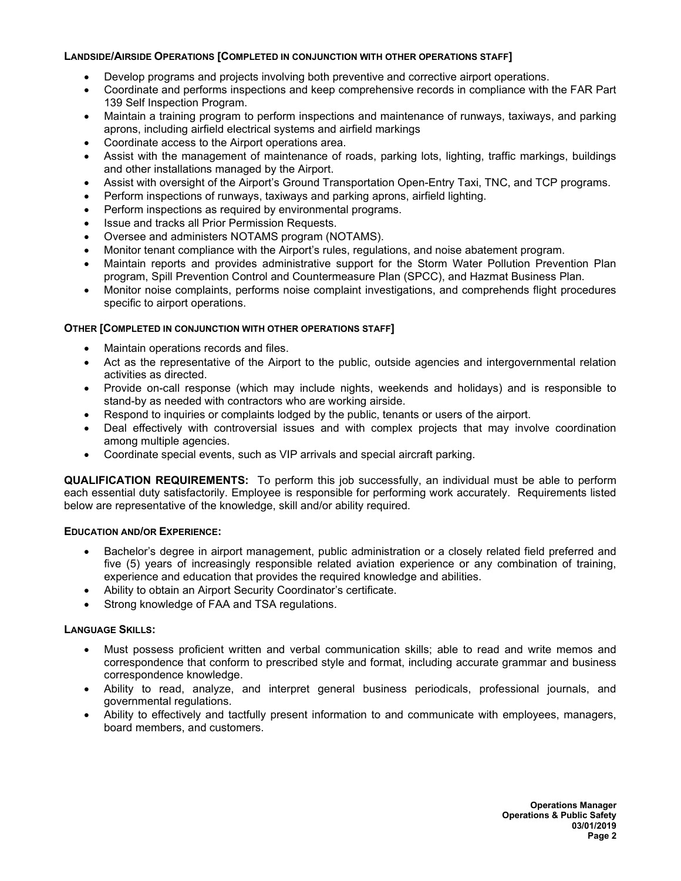#### LANDSIDE/AIRSIDE OPERATIONS [COMPLETED IN CONJUNCTION WITH OTHER OPERATIONS STAFF]

- Develop programs and projects involving both preventive and corrective airport operations.
- Coordinate and performs inspections and keep comprehensive records in compliance with the FAR Part 139 Self Inspection Program.
- Maintain a training program to perform inspections and maintenance of runways, taxiways, and parking aprons, including airfield electrical systems and airfield markings
- Coordinate access to the Airport operations area.
- Assist with the management of maintenance of roads, parking lots, lighting, traffic markings, buildings and other installations managed by the Airport.
- Assist with oversight of the Airport's Ground Transportation Open-Entry Taxi, TNC, and TCP programs.
- Perform inspections of runways, taxiways and parking aprons, airfield lighting.
- Perform inspections as required by environmental programs.
- Issue and tracks all Prior Permission Requests.
- Oversee and administers NOTAMS program (NOTAMS).
- Monitor tenant compliance with the Airport's rules, regulations, and noise abatement program.
- Maintain reports and provides administrative support for the Storm Water Pollution Prevention Plan program, Spill Prevention Control and Countermeasure Plan (SPCC), and Hazmat Business Plan.
- Monitor noise complaints, performs noise complaint investigations, and comprehends flight procedures specific to airport operations.

#### OTHER [COMPLETED IN CONJUNCTION WITH OTHER OPERATIONS STAFF]

- Maintain operations records and files.
- Act as the representative of the Airport to the public, outside agencies and intergovernmental relation activities as directed.
- Provide on-call response (which may include nights, weekends and holidays) and is responsible to stand-by as needed with contractors who are working airside.
- Respond to inquiries or complaints lodged by the public, tenants or users of the airport.
- Deal effectively with controversial issues and with complex projects that may involve coordination among multiple agencies.
- Coordinate special events, such as VIP arrivals and special aircraft parking.

**QUALIFICATION REQUIREMENTS:** To perform this job successfully, an individual must be able to perform each essential duty satisfactorily. Employee is responsible for performing work accurately. Requirements listed below are representative of the knowledge, skill and/or ability required.

#### EDUCATION AND/OR EXPERIENCE:

- Bachelor's degree in airport management, public administration or a closely related field preferred and five (5) years of increasingly responsible related aviation experience or any combination of training, experience and education that provides the required knowledge and abilities.
- Ability to obtain an Airport Security Coordinator's certificate.
- Strong knowledge of FAA and TSA regulations.

#### LANGUAGE SKILLS:

- Must possess proficient written and verbal communication skills; able to read and write memos and correspondence that conform to prescribed style and format, including accurate grammar and business correspondence knowledge.
- Ability to read, analyze, and interpret general business periodicals, professional journals, and governmental regulations.
- Ability to effectively and tactfully present information to and communicate with employees, managers, board members, and customers.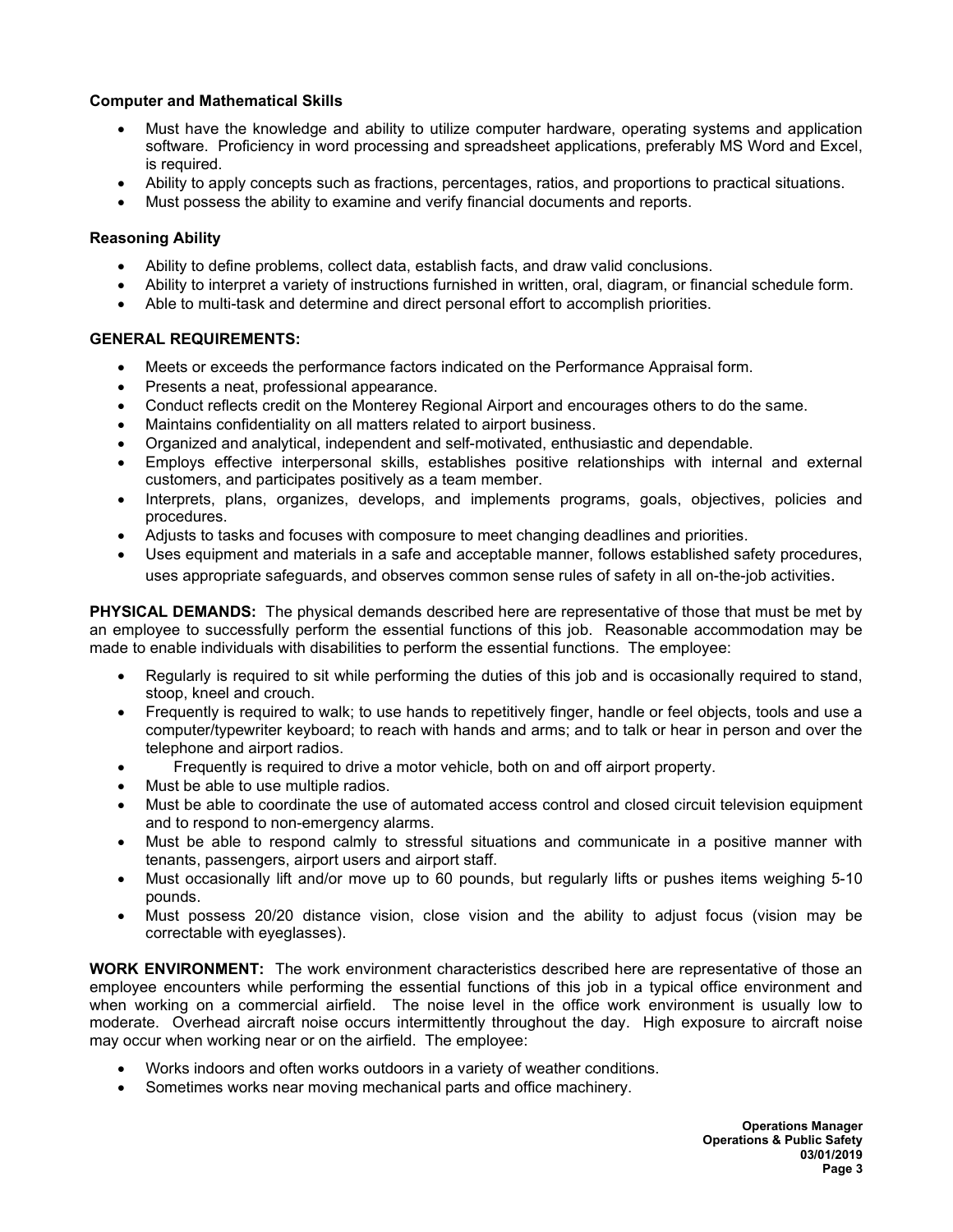**Computer and Mathematical Skills**

- Must have the knowledge and ability to utilize computer hardware, operating systems and application software. Proficiency in word processing and spreadsheet applications, preferably MS Word and Excel, is required.
- Ability to apply concepts such as fractions, percentages, ratios, and proportions to practical situations.
- Must possess the ability to examine and verify financial documents and reports.

**Reasoning Ability**

- Ability to define problems, collect data, establish facts, and draw valid conclusions.
- Ability to interpret a variety of instructions furnished in written, oral, diagram, or financial schedule form.
- Able to multi-task and determine and direct personal effort to accomplish priorities.

**GENERAL REQUIREMENTS:**

- Meets or exceeds the performance factors indicated on the Performance Appraisal form.
- Presents a neat, professional appearance.
- Conduct reflects credit on the Monterey Regional Airport and encourages others to do the same.
- Maintains confidentiality on all matters related to airport business.
- Organized and analytical, independent and self-motivated, enthusiastic and dependable.
- Employs effective interpersonal skills, establishes positive relationships with internal and external customers, and participates positively as a team member.
- Interprets, plans, organizes, develops, and implements programs, goals, objectives, policies and procedures.
- Adjusts to tasks and focuses with composure to meet changing deadlines and priorities.
- Uses equipment and materials in a safe and acceptable manner, follows established safety procedures, uses appropriate safeguards, and observes common sense rules of safety in all on-the-job activities.

**PHYSICAL DEMANDS:** The physical demands described here are representative of those that must be met by an employee to successfully perform the essential functions of this job. Reasonable accommodation may be made to enable individuals with disabilities to perform the essential functions. The employee:

- Regularly is required to sit while performing the duties of this job and is occasionally required to stand, stoop, kneel and crouch.
- Frequently is required to walk; to use hands to repetitively finger, handle or feel objects, tools and use a computer/typewriter keyboard; to reach with hands and arms; and to talk or hear in person and over the telephone and airport radios.
- Frequently is required to drive a motor vehicle, both on and off airport property.
- Must be able to use multiple radios.
- Must be able to coordinate the use of automated access control and closed circuit television equipment and to respond to non-emergency alarms.
- Must be able to respond calmly to stressful situations and communicate in a positive manner with tenants, passengers, airport users and airport staff.
- Must occasionally lift and/or move up to 60 pounds, but regularly lifts or pushes items weighing 5-10 pounds.
- Must possess 20/20 distance vision, close vision and the ability to adjust focus (vision may be correctable with eyeglasses).

**WORK ENVIRONMENT:** The work environment characteristics described here are representative of those an employee encounters while performing the essential functions of this job in a typical office environment and when working on a commercial airfield. The noise level in the office work environment is usually low to moderate. Overhead aircraft noise occurs intermittently throughout the day. High exposure to aircraft noise may occur when working near or on the airfield. The employee:

- Works indoors and often works outdoors in a variety of weather conditions.
- Sometimes works near moving mechanical parts and office machinery.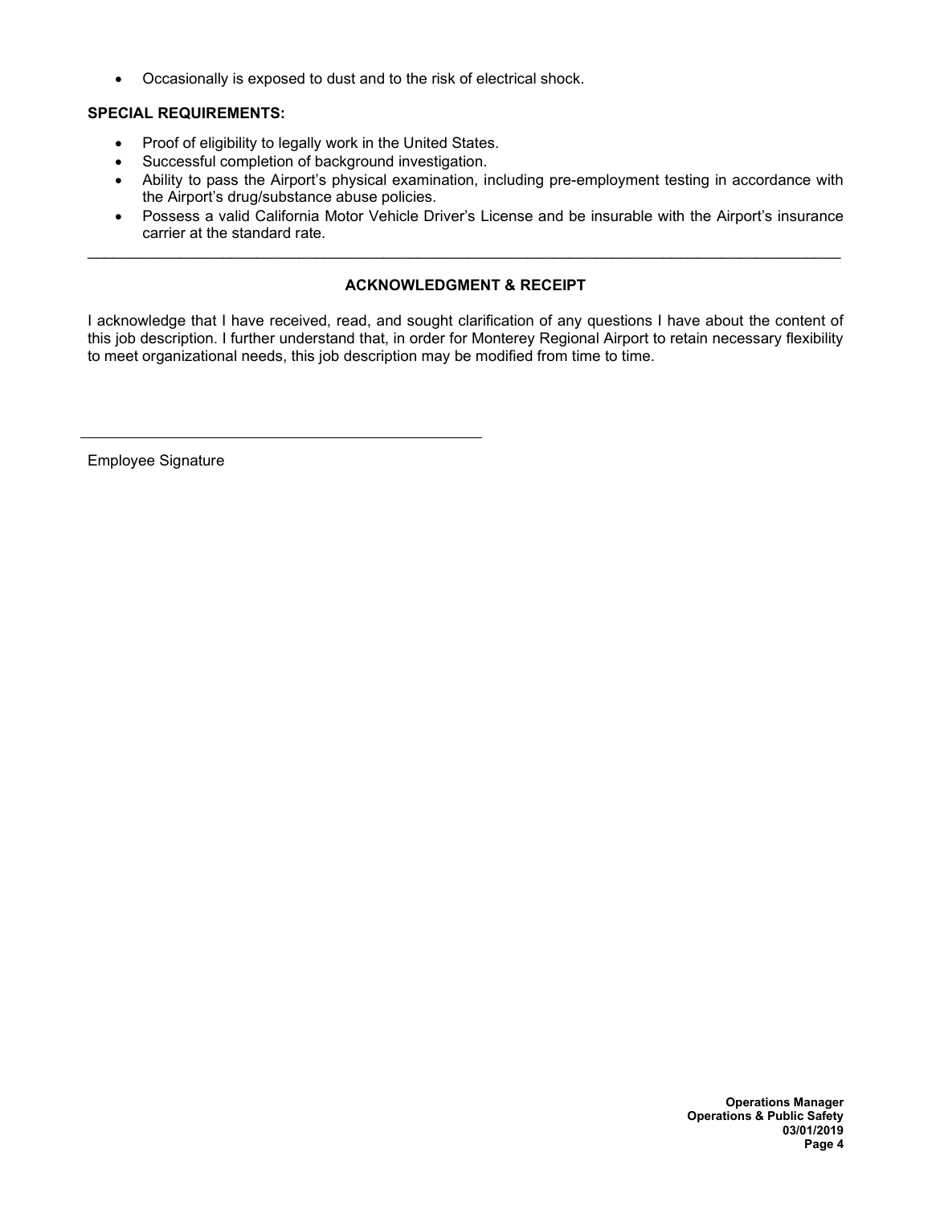- Occasionally is exposed to dust and to the risk of electrical shock.

**SPECIAL REQUIREMENTS:**

- Proof of eligibility to legally work in the United States.
- Successful completion of background investigation.
- Ability to pass the Airport's physical examination, including pre-employment testing in accordance with the Airport's drug/substance abuse policies.
- Possess a valid California Motor Vehicle Driver's License and be insurable with the Airport's insurance carrier at the standard rate.

---

## ACKNOWLEDGMENT & RECEIPT

I acknowledge that I have received, read, and sought clarification of any questions I have about the content of this job description. I further understand that, in order for Monterey Regional Airport to retain necessary flexibility to meet organizational needs, this job description may be modified from time to time.

\_\_\_\_\_\_\_\_\_\_\_\_\_\_\_\_\_\_\_\_\_\_\_\_\_\_\_\_\_\_\_\_\_\_\_\_\_\_\_\_

Employee Signature